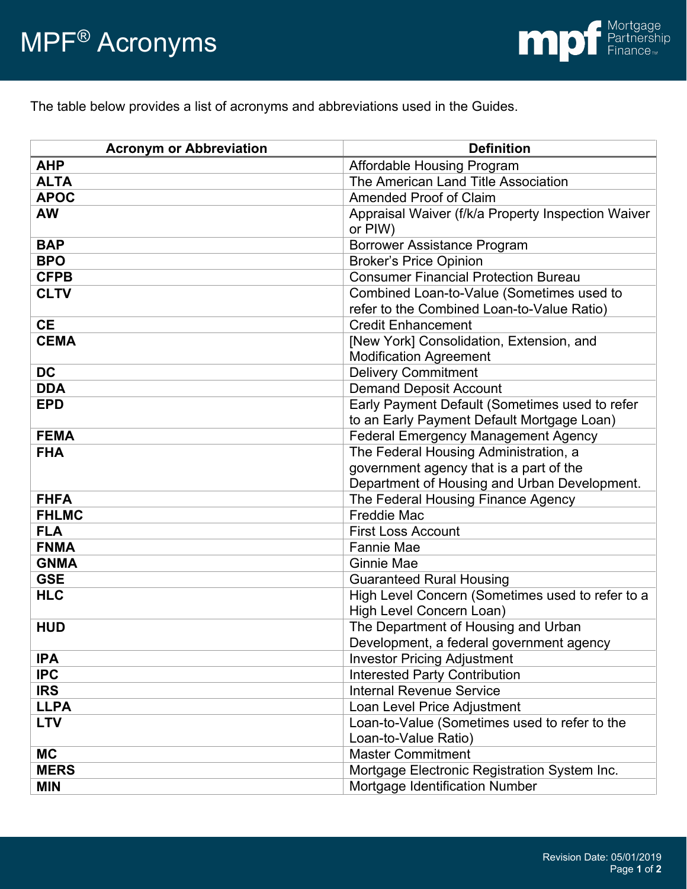# MPF® Acronyms

The table below provides a list of acronyms and abbreviations used in the Guides.

| Acronym or Abbreviation | Definition |
|---|---|
| **AHP** | Affordable Housing Program |
| **ALTA** | The American Land Title Association |
| **APOC** | Amended Proof of Claim |
| **AW** | Appraisal Waiver (f/k/a Property Inspection Waiver or PIW) |
| **BAP** | Borrower Assistance Program |
| **BPO** | Broker's Price Opinion |
| **CFPB** | Consumer Financial Protection Bureau |
| **CLTV** | Combined Loan-to-Value (Sometimes used to refer to the Combined Loan-to-Value Ratio) |
| **CE** | Credit Enhancement |
| **CEMA** | [New York] Consolidation, Extension, and Modification Agreement |
| **DC** | Delivery Commitment |
| **DDA** | Demand Deposit Account |
| **EPD** | Early Payment Default (Sometimes used to refer to an Early Payment Default Mortgage Loan) |
| **FEMA** | Federal Emergency Management Agency |
| **FHA** | The Federal Housing Administration, a government agency that is a part of the Department of Housing and Urban Development. |
| **FHFA** | The Federal Housing Finance Agency |
| **FHLMC** | Freddie Mac |
| **FLA** | First Loss Account |
| **FNMA** | Fannie Mae |
| **GNMA** | Ginnie Mae |
| **GSE** | Guaranteed Rural Housing |
| **HLC** | High Level Concern (Sometimes used to refer to a High Level Concern Loan) |
| **HUD** | The Department of Housing and Urban Development, a federal government agency |
| **IPA** | Investor Pricing Adjustment |
| **IPC** | Interested Party Contribution |
| **IRS** | Internal Revenue Service |
| **LLPA** | Loan Level Price Adjustment |
| **LTV** | Loan-to-Value (Sometimes used to refer to the Loan-to-Value Ratio) |
| **MC** | Master Commitment |
| **MERS** | Mortgage Electronic Registration System Inc. |
| **MIN** | Mortgage Identification Number |

Revision Date: 05/01/2019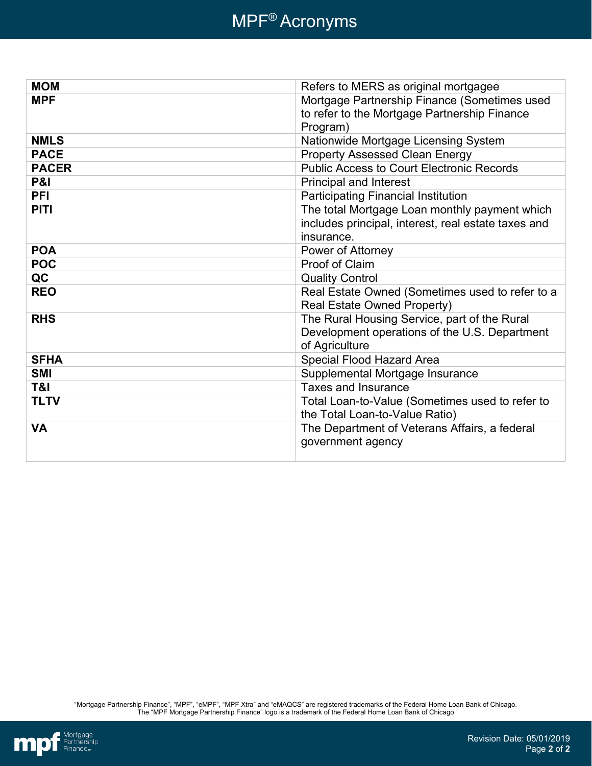# MPF® Acronyms

| | |
|---|---|
| **MOM** | Refers to MERS as original mortgagee |
| **MPF** | Mortgage Partnership Finance (Sometimes used to refer to the Mortgage Partnership Finance Program) |
| **NMLS** | Nationwide Mortgage Licensing System |
| **PACE** | Property Assessed Clean Energy |
| **PACER** | Public Access to Court Electronic Records |
| **P&I** | Principal and Interest |
| **PFI** | Participating Financial Institution |
| **PITI** | The total Mortgage Loan monthly payment which includes principal, interest, real estate taxes and insurance. |
| **POA** | Power of Attorney |
| **POC** | Proof of Claim |
| **QC** | Quality Control |
| **REO** | Real Estate Owned (Sometimes used to refer to a Real Estate Owned Property) |
| **RHS** | The Rural Housing Service, part of the Rural Development operations of the U.S. Department of Agriculture |
| **SFHA** | Special Flood Hazard Area |
| **SMI** | Supplemental Mortgage Insurance |
| **T&I** | Taxes and Insurance |
| **TLTV** | Total Loan-to-Value (Sometimes used to refer to the Total Loan-to-Value Ratio) |
| **VA** | The Department of Veterans Affairs, a federal government agency |

"Mortgage Partnership Finance", "MPF", "eMPF", "MPF Xtra" and "eMAQCS" are registered trademarks of the Federal Home Loan Bank of Chicago.
The "MPF Mortgage Partnership Finance" logo is a trademark of the Federal Home Loan Bank of Chicago

Revision Date: 05/01/2019